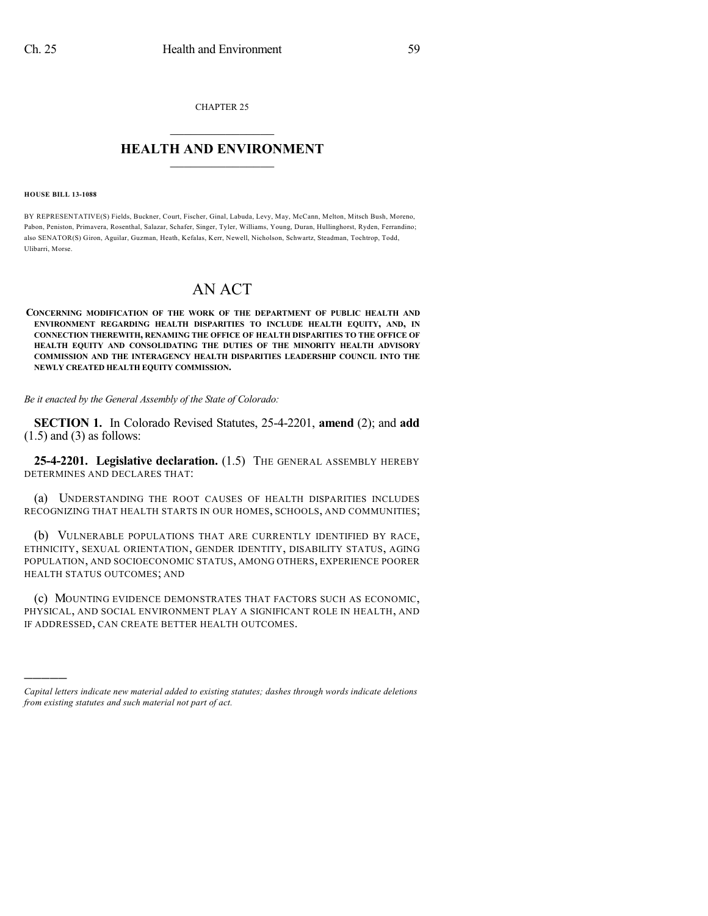CHAPTER 25

# HEALTH AND ENVIRONMENT

**HOUSE BILL 13-1088**

BY REPRESENTATIVE(S) Fields, Buckner, Court, Fischer, Ginal, Labuda, Levy, May, McCann, Melton, Mitsch Bush, Moreno, Pabon, Peniston, Primavera, Rosenthal, Salazar, Schafer, Singer, Tyler, Williams, Young, Duran, Hullinghorst, Ryden, Ferrandino; also SENATOR(S) Giron, Aguilar, Guzman, Heath, Kefalas, Kerr, Newell, Nicholson, Schwartz, Steadman, Tochtrop, Todd, Ulibarri, Morse.

# AN ACT

**CONCERNING MODIFICATION OF THE WORK OF THE DEPARTMENT OF PUBLIC HEALTH AND ENVIRONMENT REGARDING HEALTH DISPARITIES TO INCLUDE HEALTH EQUITY, AND, IN CONNECTION THEREWITH, RENAMING THE OFFICE OF HEALTH DISPARITIES TO THE OFFICE OF HEALTH EQUITY AND CONSOLIDATING THE DUTIES OF THE MINORITY HEALTH ADVISORY COMMISSION AND THE INTERAGENCY HEALTH DISPARITIES LEADERSHIP COUNCIL INTO THE NEWLY CREATED HEALTH EQUITY COMMISSION.**

*Be it enacted by the General Assembly of the State of Colorado:*

**SECTION 1.** In Colorado Revised Statutes, 25-4-2201, **amend** (2); and **add** (1.5) and (3) as follows:

**25-4-2201. Legislative declaration.** (1.5) THE GENERAL ASSEMBLY HEREBY DETERMINES AND DECLARES THAT:

(a) UNDERSTANDING THE ROOT CAUSES OF HEALTH DISPARITIES INCLUDES RECOGNIZING THAT HEALTH STARTS IN OUR HOMES, SCHOOLS, AND COMMUNITIES;

(b) VULNERABLE POPULATIONS THAT ARE CURRENTLY IDENTIFIED BY RACE, ETHNICITY, SEXUAL ORIENTATION, GENDER IDENTITY, DISABILITY STATUS, AGING POPULATION, AND SOCIOECONOMIC STATUS, AMONG OTHERS, EXPERIENCE POORER HEALTH STATUS OUTCOMES; AND

(c) MOUNTING EVIDENCE DEMONSTRATES THAT FACTORS SUCH AS ECONOMIC, PHYSICAL, AND SOCIAL ENVIRONMENT PLAY A SIGNIFICANT ROLE IN HEALTH, AND IF ADDRESSED, CAN CREATE BETTER HEALTH OUTCOMES.

---

*Capital letters indicate new material added to existing statutes; dashes through words indicate deletions from existing statutes and such material not part of act.*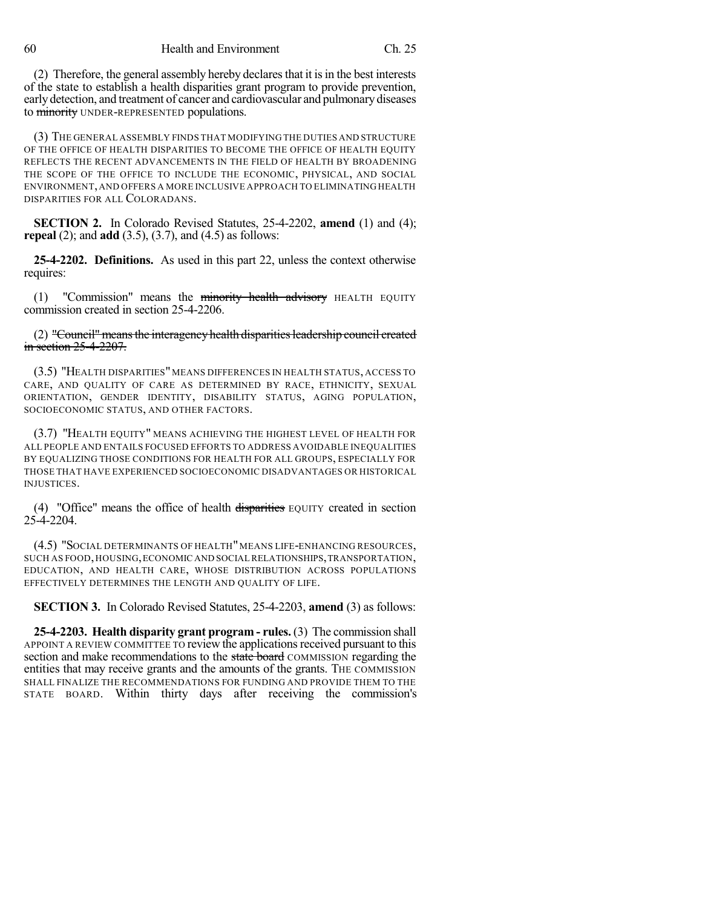(2) Therefore, the general assembly hereby declares that it is in the best interests of the state to establish a health disparities grant program to provide prevention, early detection, and treatment of cancer and cardiovascular and pulmonary diseases to ~~minority~~ UNDER-REPRESENTED populations.

(3) THE GENERAL ASSEMBLY FINDS THAT MODIFYING THE DUTIES AND STRUCTURE OF THE OFFICE OF HEALTH DISPARITIES TO BECOME THE OFFICE OF HEALTH EQUITY REFLECTS THE RECENT ADVANCEMENTS IN THE FIELD OF HEALTH BY BROADENING THE SCOPE OF THE OFFICE TO INCLUDE THE ECONOMIC, PHYSICAL, AND SOCIAL ENVIRONMENT, AND OFFERS A MORE INCLUSIVE APPROACH TO ELIMINATING HEALTH DISPARITIES FOR ALL COLORADANS.

**SECTION 2.** In Colorado Revised Statutes, 25-4-2202, **amend** (1) and (4); **repeal** (2); and **add** (3.5), (3.7), and (4.5) as follows:

**25-4-2202. Definitions.** As used in this part 22, unless the context otherwise requires:

(1) "Commission" means the ~~minority health advisory~~ HEALTH EQUITY commission created in section 25-4-2206.

(2) ~~"Council" means the interagency health disparities leadership council created in section 25-4-2207.~~

(3.5) "HEALTH DISPARITIES" MEANS DIFFERENCES IN HEALTH STATUS, ACCESS TO CARE, AND QUALITY OF CARE AS DETERMINED BY RACE, ETHNICITY, SEXUAL ORIENTATION, GENDER IDENTITY, DISABILITY STATUS, AGING POPULATION, SOCIOECONOMIC STATUS, AND OTHER FACTORS.

(3.7) "HEALTH EQUITY" MEANS ACHIEVING THE HIGHEST LEVEL OF HEALTH FOR ALL PEOPLE AND ENTAILS FOCUSED EFFORTS TO ADDRESS AVOIDABLE INEQUALITIES BY EQUALIZING THOSE CONDITIONS FOR HEALTH FOR ALL GROUPS, ESPECIALLY FOR THOSE THAT HAVE EXPERIENCED SOCIOECONOMIC DISADVANTAGES OR HISTORICAL INJUSTICES.

(4) "Office" means the office of health ~~disparities~~ EQUITY created in section 25-4-2204.

(4.5) "SOCIAL DETERMINANTS OF HEALTH" MEANS LIFE-ENHANCING RESOURCES, SUCH AS FOOD, HOUSING, ECONOMIC AND SOCIAL RELATIONSHIPS, TRANSPORTATION, EDUCATION, AND HEALTH CARE, WHOSE DISTRIBUTION ACROSS POPULATIONS EFFECTIVELY DETERMINES THE LENGTH AND QUALITY OF LIFE.

**SECTION 3.** In Colorado Revised Statutes, 25-4-2203, **amend** (3) as follows:

**25-4-2203. Health disparity grant program - rules.** (3) The commission shall APPOINT A REVIEW COMMITTEE TO review the applications received pursuant to this section and make recommendations to the ~~state board~~ COMMISSION regarding the entities that may receive grants and the amounts of the grants. THE COMMISSION SHALL FINALIZE THE RECOMMENDATIONS FOR FUNDING AND PROVIDE THEM TO THE STATE BOARD. Within thirty days after receiving the commission's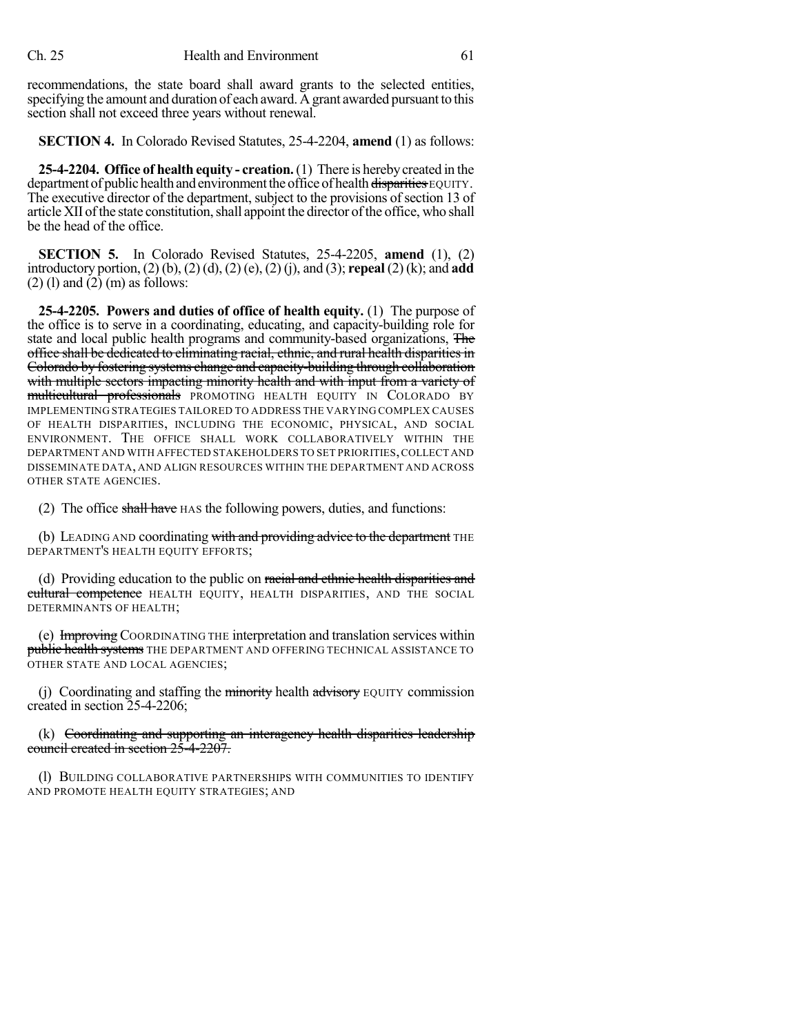recommendations, the state board shall award grants to the selected entities, specifying the amount and duration of each award. A grant awarded pursuant to this section shall not exceed three years without renewal.

**SECTION 4.** In Colorado Revised Statutes, 25-4-2204, **amend** (1) as follows:

**25-4-2204. Office of health equity - creation.** (1) There is hereby created in the department of public health and environment the office of health ~~disparities~~ EQUITY. The executive director of the department, subject to the provisions of section 13 of article XII of the state constitution, shall appoint the director of the office, who shall be the head of the office.

**SECTION 5.** In Colorado Revised Statutes, 25-4-2205, **amend** (1), (2) introductory portion, (2) (b), (2) (d), (2) (e), (2) (j), and (3); **repeal** (2) (k); and **add** (2) (l) and (2) (m) as follows:

**25-4-2205. Powers and duties of office of health equity.** (1) The purpose of the office is to serve in a coordinating, educating, and capacity-building role for state and local public health programs and community-based organizations, ~~The office shall be dedicated to eliminating racial, ethnic, and rural health disparities in Colorado by fostering systems change and capacity-building through collaboration with multiple sectors impacting minority health and with input from a variety of multicultural professionals~~ PROMOTING HEALTH EQUITY IN COLORADO BY IMPLEMENTING STRATEGIES TAILORED TO ADDRESS THE VARYING COMPLEX CAUSES OF HEALTH DISPARITIES, INCLUDING THE ECONOMIC, PHYSICAL, AND SOCIAL ENVIRONMENT. THE OFFICE SHALL WORK COLLABORATIVELY WITHIN THE DEPARTMENT AND WITH AFFECTED STAKEHOLDERS TO SET PRIORITIES, COLLECT AND DISSEMINATE DATA, AND ALIGN RESOURCES WITHIN THE DEPARTMENT AND ACROSS OTHER STATE AGENCIES.

(2) The office ~~shall have~~ HAS the following powers, duties, and functions:

(b) LEADING AND coordinating ~~with and providing advice to the department~~ THE DEPARTMENT'S HEALTH EQUITY EFFORTS;

(d) Providing education to the public on ~~racial and ethnic health disparities and cultural competence~~ HEALTH EQUITY, HEALTH DISPARITIES, AND THE SOCIAL DETERMINANTS OF HEALTH;

(e) ~~Improving~~ COORDINATING THE interpretation and translation services within ~~public health systems~~ THE DEPARTMENT AND OFFERING TECHNICAL ASSISTANCE TO OTHER STATE AND LOCAL AGENCIES;

(j) Coordinating and staffing the ~~minority~~ health ~~advisory~~ EQUITY commission created in section 25-4-2206;

(k) ~~Coordinating and supporting an interagency health disparities leadership council created in section 25-4-2207.~~

(l) BUILDING COLLABORATIVE PARTNERSHIPS WITH COMMUNITIES TO IDENTIFY AND PROMOTE HEALTH EQUITY STRATEGIES; AND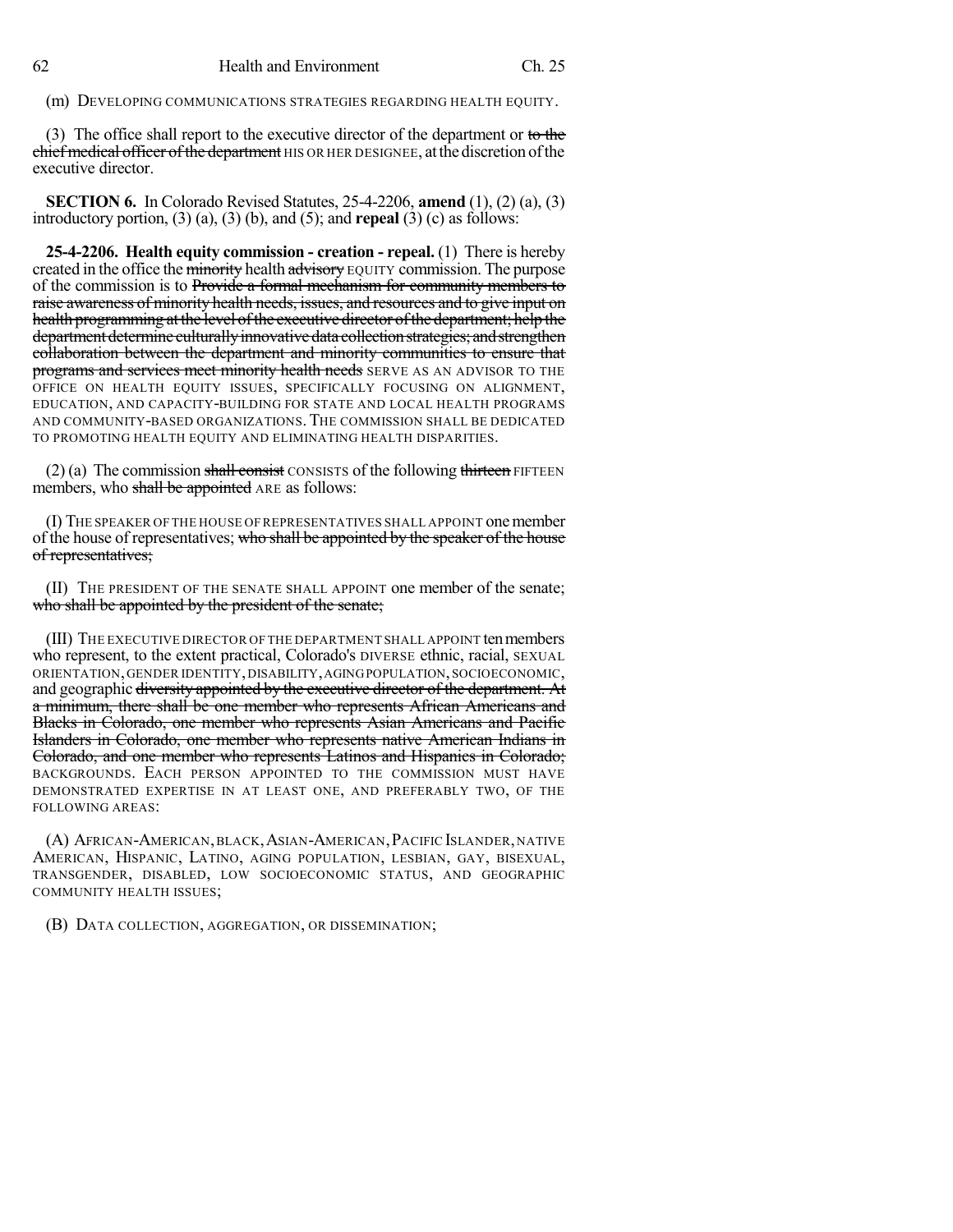(m) DEVELOPING COMMUNICATIONS STRATEGIES REGARDING HEALTH EQUITY.

(3) The office shall report to the executive director of the department or ~~to the chief medical officer of the department~~ HIS OR HER DESIGNEE, at the discretion of the executive director.

**SECTION 6.** In Colorado Revised Statutes, 25-4-2206, **amend** (1), (2) (a), (3) introductory portion, (3) (a), (3) (b), and (5); and **repeal** (3) (c) as follows:

**25-4-2206. Health equity commission - creation - repeal.** (1) There is hereby created in the office the ~~minority~~ health ~~advisory~~ EQUITY commission. The purpose of the commission is to ~~Provide a formal mechanism for community members to raise awareness of minority health needs, issues, and resources and to give input on health programming at the level of the executive director of the department; help the department determine culturally innovative data collection strategies; and strengthen collaboration between the department and minority communities to ensure that programs and services meet minority health needs~~ SERVE AS AN ADVISOR TO THE OFFICE ON HEALTH EQUITY ISSUES, SPECIFICALLY FOCUSING ON ALIGNMENT, EDUCATION, AND CAPACITY-BUILDING FOR STATE AND LOCAL HEALTH PROGRAMS AND COMMUNITY-BASED ORGANIZATIONS. THE COMMISSION SHALL BE DEDICATED TO PROMOTING HEALTH EQUITY AND ELIMINATING HEALTH DISPARITIES.

(2) (a) The commission ~~shall consist~~ CONSISTS of the following ~~thirteen~~ FIFTEEN members, who ~~shall be appointed~~ ARE as follows:

(I) THE SPEAKER OF THE HOUSE OF REPRESENTATIVES SHALL APPOINT one member of the house of representatives; ~~who shall be appointed by the speaker of the house of representatives;~~

(II) THE PRESIDENT OF THE SENATE SHALL APPOINT one member of the senate; ~~who shall be appointed by the president of the senate;~~

(III) THE EXECUTIVE DIRECTOR OF THE DEPARTMENT SHALL APPOINT ten members who represent, to the extent practical, Colorado's DIVERSE ethnic, racial, SEXUAL ORIENTATION, GENDER IDENTITY, DISABILITY, AGING POPULATION, SOCIOECONOMIC, and geographic ~~diversity appointed by the executive director of the department. At a minimum, there shall be one member who represents African Americans and Blacks in Colorado, one member who represents Asian Americans and Pacific Islanders in Colorado, one member who represents native American Indians in Colorado, and one member who represents Latinos and Hispanics in Colorado;~~ BACKGROUNDS. EACH PERSON APPOINTED TO THE COMMISSION MUST HAVE DEMONSTRATED EXPERTISE IN AT LEAST ONE, AND PREFERABLY TWO, OF THE FOLLOWING AREAS:

(A) AFRICAN-AMERICAN, BLACK, ASIAN-AMERICAN, PACIFIC ISLANDER, NATIVE AMERICAN, HISPANIC, LATINO, AGING POPULATION, LESBIAN, GAY, BISEXUAL, TRANSGENDER, DISABLED, LOW SOCIOECONOMIC STATUS, AND GEOGRAPHIC COMMUNITY HEALTH ISSUES;

(B) DATA COLLECTION, AGGREGATION, OR DISSEMINATION;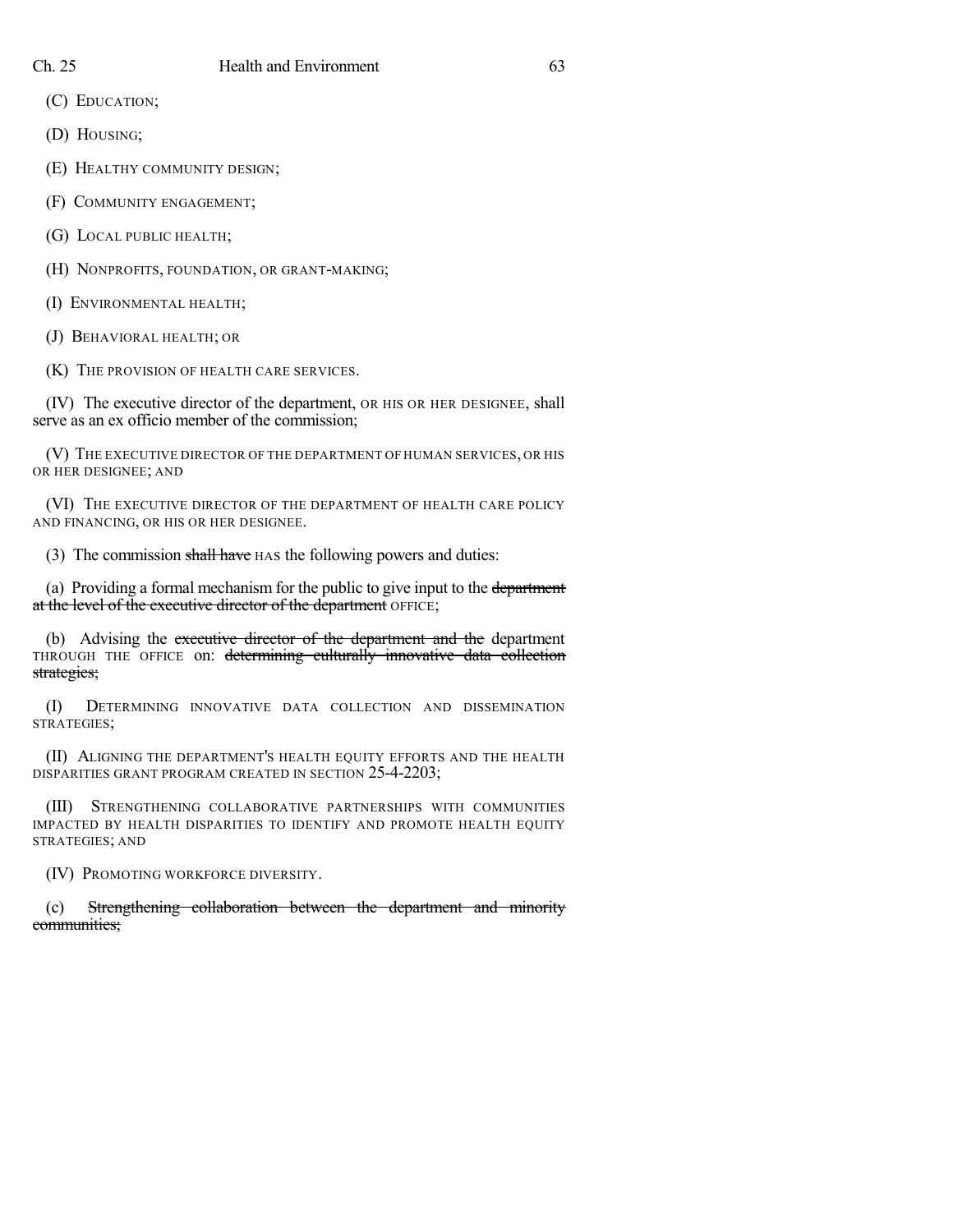(C) EDUCATION;

(D) HOUSING;

(E) HEALTHY COMMUNITY DESIGN;

(F) COMMUNITY ENGAGEMENT;

(G) LOCAL PUBLIC HEALTH;

(H) NONPROFITS, FOUNDATION, OR GRANT-MAKING;

(I) ENVIRONMENTAL HEALTH;

(J) BEHAVIORAL HEALTH; OR

(K) THE PROVISION OF HEALTH CARE SERVICES.

(IV) The executive director of the department, OR HIS OR HER DESIGNEE, shall serve as an ex officio member of the commission;

(V) THE EXECUTIVE DIRECTOR OF THE DEPARTMENT OF HUMAN SERVICES, OR HIS OR HER DESIGNEE; AND

(VI) THE EXECUTIVE DIRECTOR OF THE DEPARTMENT OF HEALTH CARE POLICY AND FINANCING, OR HIS OR HER DESIGNEE.

(3) The commission ~~shall have~~ HAS the following powers and duties:

(a) Providing a formal mechanism for the public to give input to the ~~department at the level of the executive director of the department~~ OFFICE;

(b) Advising the ~~executive director of the department and the~~ department THROUGH THE OFFICE on: ~~determining culturally innovative data collection strategies;~~

(I) DETERMINING INNOVATIVE DATA COLLECTION AND DISSEMINATION STRATEGIES;

(II) ALIGNING THE DEPARTMENT'S HEALTH EQUITY EFFORTS AND THE HEALTH DISPARITIES GRANT PROGRAM CREATED IN SECTION 25-4-2203;

(III) STRENGTHENING COLLABORATIVE PARTNERSHIPS WITH COMMUNITIES IMPACTED BY HEALTH DISPARITIES TO IDENTIFY AND PROMOTE HEALTH EQUITY STRATEGIES; AND

(IV) PROMOTING WORKFORCE DIVERSITY.

(c) ~~Strengthening collaboration between the department and minority communities;~~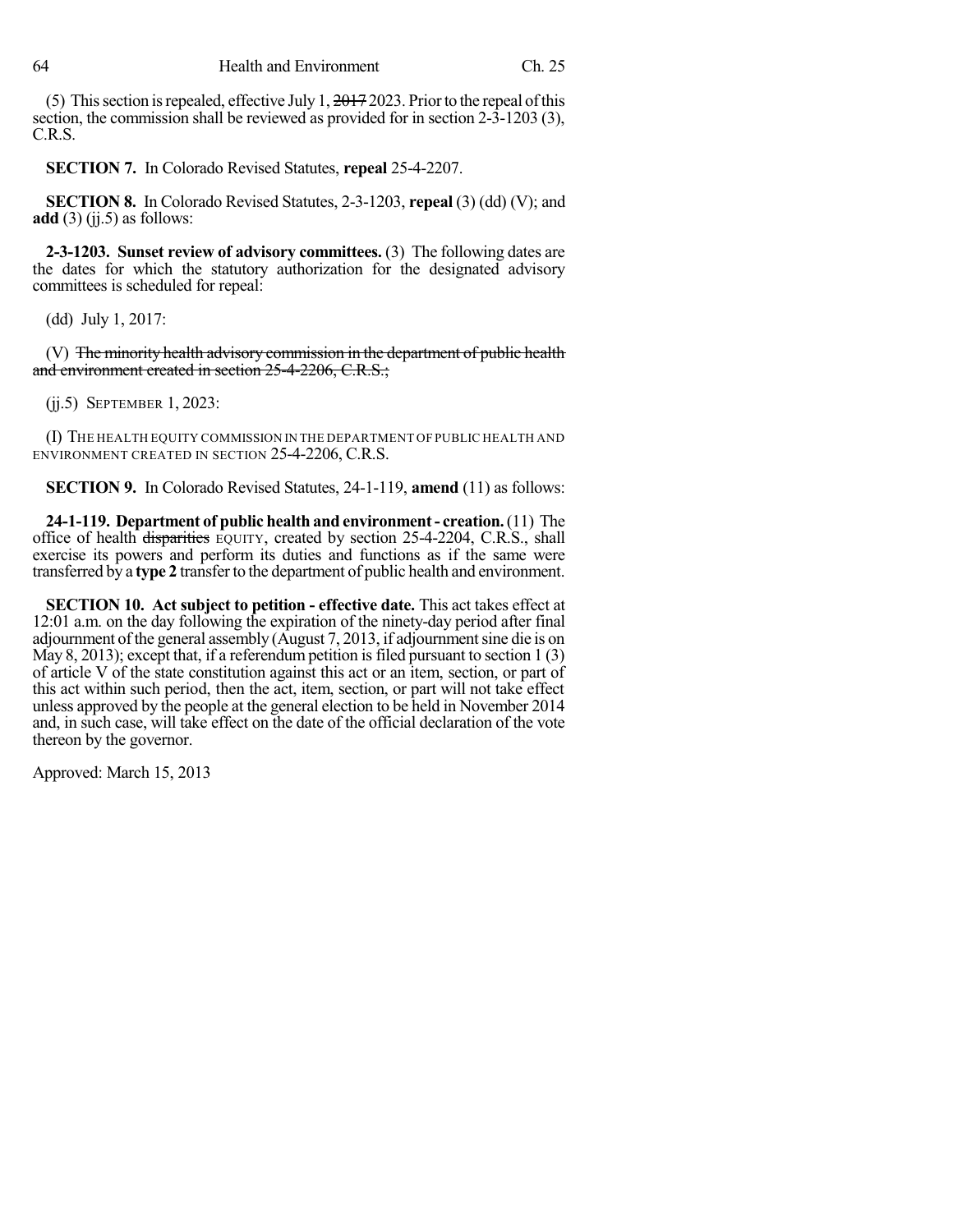(5) This section is repealed, effective July 1, ~~2017~~ 2023. Prior to the repeal of this section, the commission shall be reviewed as provided for in section 2-3-1203 (3), C.R.S.

**SECTION 7.** In Colorado Revised Statutes, **repeal** 25-4-2207.

**SECTION 8.** In Colorado Revised Statutes, 2-3-1203, **repeal** (3) (dd) (V); and **add** (3) (jj.5) as follows:

**2-3-1203. Sunset review of advisory committees.** (3) The following dates are the dates for which the statutory authorization for the designated advisory committees is scheduled for repeal:

(dd) July 1, 2017:

(V) ~~The minority health advisory commission in the department of public health and environment created in section 25-4-2206, C.R.S.;~~

(jj.5) SEPTEMBER 1, 2023:

(I) THE HEALTH EQUITY COMMISSION IN THE DEPARTMENT OF PUBLIC HEALTH AND ENVIRONMENT CREATED IN SECTION 25-4-2206, C.R.S.

**SECTION 9.** In Colorado Revised Statutes, 24-1-119, **amend** (11) as follows:

**24-1-119. Department of public health and environment - creation.** (11) The office of health ~~disparities~~ EQUITY, created by section 25-4-2204, C.R.S., shall exercise its powers and perform its duties and functions as if the same were transferred by a **type 2** transfer to the department of public health and environment.

**SECTION 10. Act subject to petition - effective date.** This act takes effect at 12:01 a.m. on the day following the expiration of the ninety-day period after final adjournment of the general assembly (August 7, 2013, if adjournment sine die is on May 8, 2013); except that, if a referendum petition is filed pursuant to section 1 (3) of article V of the state constitution against this act or an item, section, or part of this act within such period, then the act, item, section, or part will not take effect unless approved by the people at the general election to be held in November 2014 and, in such case, will take effect on the date of the official declaration of the vote thereon by the governor.

Approved: March 15, 2013